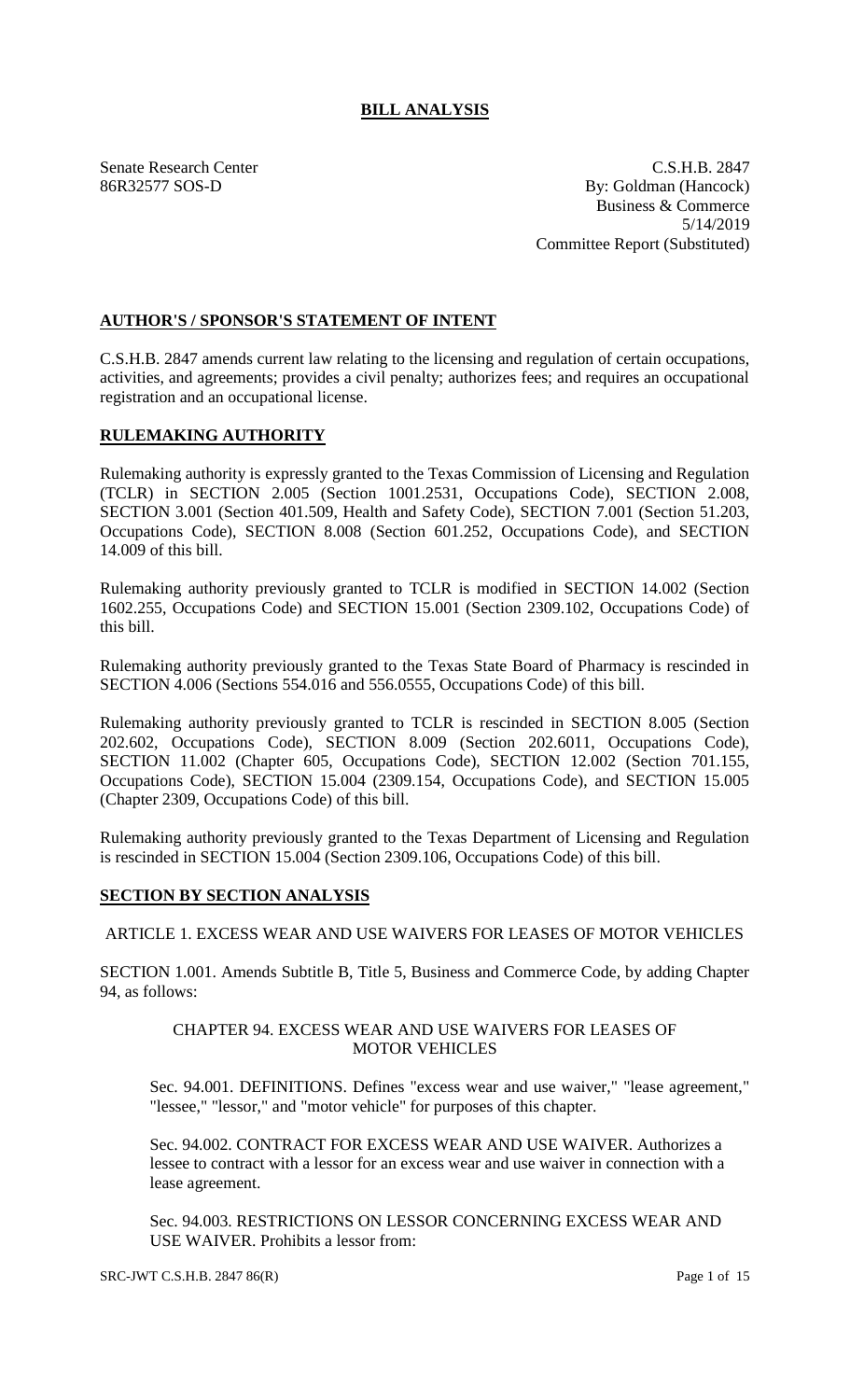# BILL ANALYSIS

Senate Research Center
86R32577 SOS-D

C.S.H.B. 2847
By: Goldman (Hancock)
Business & Commerce
5/14/2019
Committee Report (Substituted)

## AUTHOR'S / SPONSOR'S STATEMENT OF INTENT

C.S.H.B. 2847 amends current law relating to the licensing and regulation of certain occupations, activities, and agreements; provides a civil penalty; authorizes fees; and requires an occupational registration and an occupational license.

## RULEMAKING AUTHORITY

Rulemaking authority is expressly granted to the Texas Commission of Licensing and Regulation (TCLR) in SECTION 2.005 (Section 1001.2531, Occupations Code), SECTION 2.008, SECTION 3.001 (Section 401.509, Health and Safety Code), SECTION 7.001 (Section 51.203, Occupations Code), SECTION 8.008 (Section 601.252, Occupations Code), and SECTION 14.009 of this bill.

Rulemaking authority previously granted to TCLR is modified in SECTION 14.002 (Section 1602.255, Occupations Code) and SECTION 15.001 (Section 2309.102, Occupations Code) of this bill.

Rulemaking authority previously granted to the Texas State Board of Pharmacy is rescinded in SECTION 4.006 (Sections 554.016 and 556.0555, Occupations Code) of this bill.

Rulemaking authority previously granted to TCLR is rescinded in SECTION 8.005 (Section 202.602, Occupations Code), SECTION 8.009 (Section 202.6011, Occupations Code), SECTION 11.002 (Chapter 605, Occupations Code), SECTION 12.002 (Section 701.155, Occupations Code), SECTION 15.004 (2309.154, Occupations Code), and SECTION 15.005 (Chapter 2309, Occupations Code) of this bill.

Rulemaking authority previously granted to the Texas Department of Licensing and Regulation is rescinded in SECTION 15.004 (Section 2309.106, Occupations Code) of this bill.

## SECTION BY SECTION ANALYSIS

ARTICLE 1. EXCESS WEAR AND USE WAIVERS FOR LEASES OF MOTOR VEHICLES

SECTION 1.001. Amends Subtitle B, Title 5, Business and Commerce Code, by adding Chapter 94, as follows:

CHAPTER 94. EXCESS WEAR AND USE WAIVERS FOR LEASES OF MOTOR VEHICLES

Sec. 94.001. DEFINITIONS. Defines "excess wear and use waiver," "lease agreement," "lessee," "lessor," and "motor vehicle" for purposes of this chapter.

Sec. 94.002. CONTRACT FOR EXCESS WEAR AND USE WAIVER. Authorizes a lessee to contract with a lessor for an excess wear and use waiver in connection with a lease agreement.

Sec. 94.003. RESTRICTIONS ON LESSOR CONCERNING EXCESS WEAR AND USE WAIVER. Prohibits a lessor from: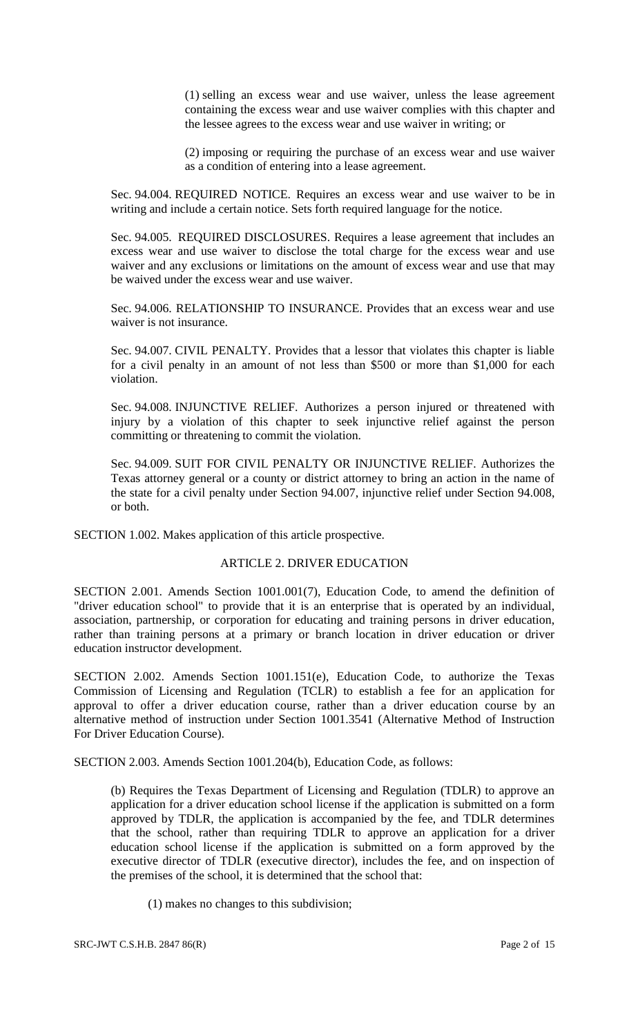(1) selling an excess wear and use waiver, unless the lease agreement containing the excess wear and use waiver complies with this chapter and the lessee agrees to the excess wear and use waiver in writing; or

(2) imposing or requiring the purchase of an excess wear and use waiver as a condition of entering into a lease agreement.

Sec. 94.004. REQUIRED NOTICE. Requires an excess wear and use waiver to be in writing and include a certain notice. Sets forth required language for the notice.

Sec. 94.005. REQUIRED DISCLOSURES. Requires a lease agreement that includes an excess wear and use waiver to disclose the total charge for the excess wear and use waiver and any exclusions or limitations on the amount of excess wear and use that may be waived under the excess wear and use waiver.

Sec. 94.006. RELATIONSHIP TO INSURANCE. Provides that an excess wear and use waiver is not insurance.

Sec. 94.007. CIVIL PENALTY. Provides that a lessor that violates this chapter is liable for a civil penalty in an amount of not less than $500 or more than $1,000 for each violation.

Sec. 94.008. INJUNCTIVE RELIEF. Authorizes a person injured or threatened with injury by a violation of this chapter to seek injunctive relief against the person committing or threatening to commit the violation.

Sec. 94.009. SUIT FOR CIVIL PENALTY OR INJUNCTIVE RELIEF. Authorizes the Texas attorney general or a county or district attorney to bring an action in the name of the state for a civil penalty under Section 94.007, injunctive relief under Section 94.008, or both.

SECTION 1.002. Makes application of this article prospective.

ARTICLE 2. DRIVER EDUCATION

SECTION 2.001. Amends Section 1001.001(7), Education Code, to amend the definition of "driver education school" to provide that it is an enterprise that is operated by an individual, association, partnership, or corporation for educating and training persons in driver education, rather than training persons at a primary or branch location in driver education or driver education instructor development.

SECTION 2.002. Amends Section 1001.151(e), Education Code, to authorize the Texas Commission of Licensing and Regulation (TCLR) to establish a fee for an application for approval to offer a driver education course, rather than a driver education course by an alternative method of instruction under Section 1001.3541 (Alternative Method of Instruction For Driver Education Course).

SECTION 2.003. Amends Section 1001.204(b), Education Code, as follows:

(b) Requires the Texas Department of Licensing and Regulation (TDLR) to approve an application for a driver education school license if the application is submitted on a form approved by TDLR, the application is accompanied by the fee, and TDLR determines that the school, rather than requiring TCDLR to approve an application for a driver education school license if the application is submitted on a form approved by the executive director of TDLR (executive director), includes the fee, and on inspection of the premises of the school, it is determined that the school that:

(1) makes no changes to this subdivision;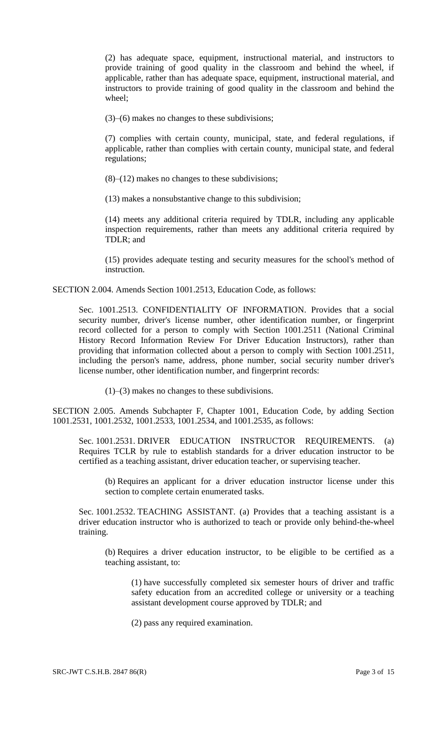(2) has adequate space, equipment, instructional material, and instructors to provide training of good quality in the classroom and behind the wheel, if applicable, rather than has adequate space, equipment, instructional material, and instructors to provide training of good quality in the classroom and behind the wheel;

(3)–(6) makes no changes to these subdivisions;

(7) complies with certain county, municipal, state, and federal regulations, if applicable, rather than complies with certain county, municipal state, and federal regulations;

(8)–(12) makes no changes to these subdivisions;

(13) makes a nonsubstantive change to this subdivision;

(14) meets any additional criteria required by TDLR, including any applicable inspection requirements, rather than meets any additional criteria required by TDLR; and

(15) provides adequate testing and security measures for the school's method of instruction.

SECTION 2.004. Amends Section 1001.2513, Education Code, as follows:

Sec. 1001.2513. CONFIDENTIALITY OF INFORMATION. Provides that a social security number, driver's license number, other identification number, or fingerprint record collected for a person to comply with Section 1001.2511 (National Criminal History Record Information Review For Driver Education Instructors), rather than providing that information collected about a person to comply with Section 1001.2511, including the person's name, address, phone number, social security number driver's license number, other identification number, and fingerprint records:

(1)–(3) makes no changes to these subdivisions.

SECTION 2.005. Amends Subchapter F, Chapter 1001, Education Code, by adding Section 1001.2531, 1001.2532, 1001.2533, 1001.2534, and 1001.2535, as follows:

Sec. 1001.2531. DRIVER EDUCATION INSTRUCTOR REQUIREMENTS. (a) Requires TCLR by rule to establish standards for a driver education instructor to be certified as a teaching assistant, driver education teacher, or supervising teacher.

(b) Requires an applicant for a driver education instructor license under this section to complete certain enumerated tasks.

Sec. 1001.2532. TEACHING ASSISTANT. (a) Provides that a teaching assistant is a driver education instructor who is authorized to teach or provide only behind-the-wheel training.

(b) Requires a driver education instructor, to be eligible to be certified as a teaching assistant, to:

(1) have successfully completed six semester hours of driver and traffic safety education from an accredited college or university or a teaching assistant development course approved by TDLR; and

(2) pass any required examination.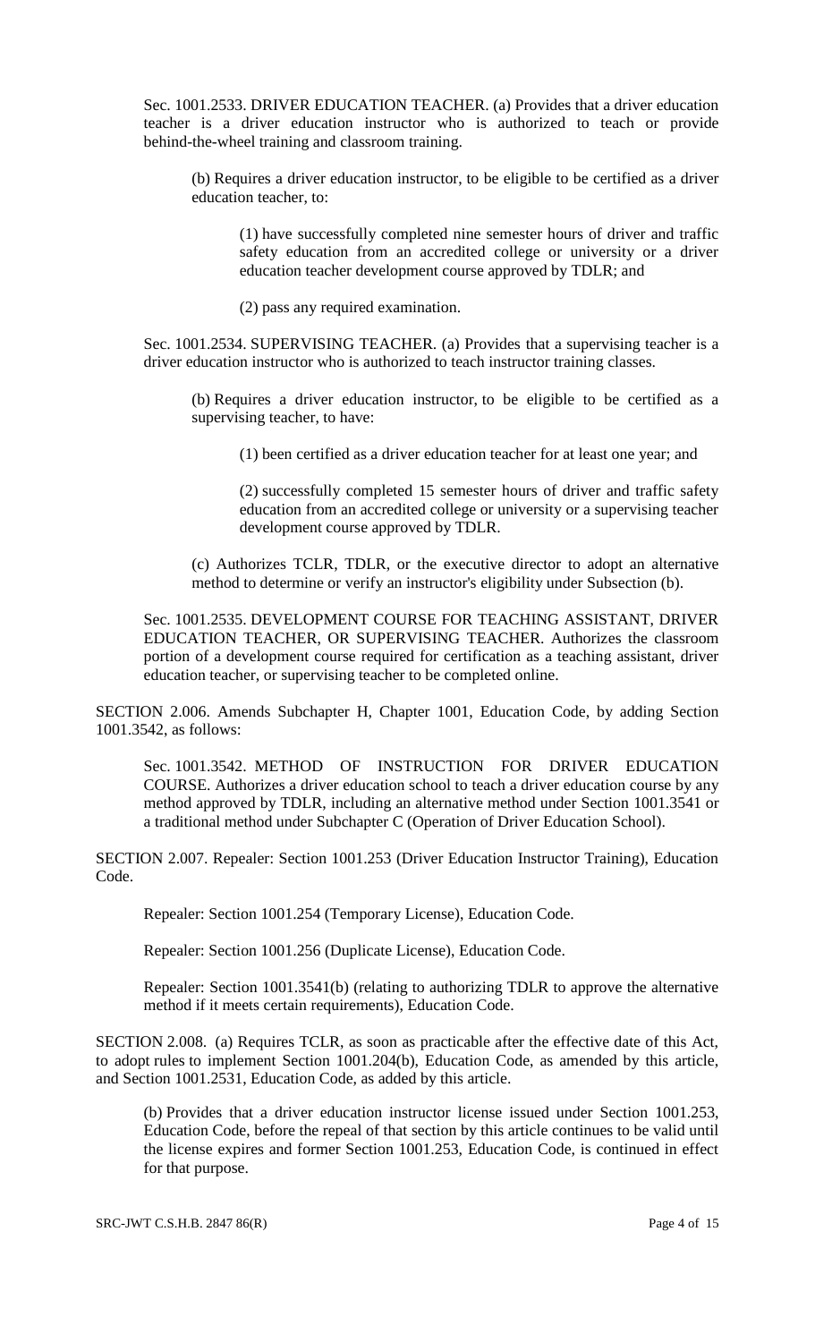Sec. 1001.2533. DRIVER EDUCATION TEACHER. (a) Provides that a driver education teacher is a driver education instructor who is authorized to teach or provide behind-the-wheel training and classroom training.

(b) Requires a driver education instructor, to be eligible to be certified as a driver education teacher, to:

(1) have successfully completed nine semester hours of driver and traffic safety education from an accredited college or university or a driver education teacher development course approved by TDLR; and

(2) pass any required examination.

Sec. 1001.2534. SUPERVISING TEACHER. (a) Provides that a supervising teacher is a driver education instructor who is authorized to teach instructor training classes.

(b) Requires a driver education instructor, to be eligible to be certified as a supervising teacher, to have:

(1) been certified as a driver education teacher for at least one year; and

(2) successfully completed 15 semester hours of driver and traffic safety education from an accredited college or university or a supervising teacher development course approved by TDLR.

(c) Authorizes TCLR, TDLR, or the executive director to adopt an alternative method to determine or verify an instructor's eligibility under Subsection (b).

Sec. 1001.2535. DEVELOPMENT COURSE FOR TEACHING ASSISTANT, DRIVER EDUCATION TEACHER, OR SUPERVISING TEACHER. Authorizes the classroom portion of a development course required for certification as a teaching assistant, driver education teacher, or supervising teacher to be completed online.

SECTION 2.006. Amends Subchapter H, Chapter 1001, Education Code, by adding Section 1001.3542, as follows:

Sec. 1001.3542. METHOD OF INSTRUCTION FOR DRIVER EDUCATION COURSE. Authorizes a driver education school to teach a driver education course by any method approved by TDLR, including an alternative method under Section 1001.3541 or a traditional method under Subchapter C (Operation of Driver Education School).

SECTION 2.007. Repealer: Section 1001.253 (Driver Education Instructor Training), Education Code.

Repealer: Section 1001.254 (Temporary License), Education Code.

Repealer: Section 1001.256 (Duplicate License), Education Code.

Repealer: Section 1001.3541(b) (relating to authorizing TDLR to approve the alternative method if it meets certain requirements), Education Code.

SECTION 2.008. (a) Requires TCLR, as soon as practicable after the effective date of this Act, to adopt rules to implement Section 1001.204(b), Education Code, as amended by this article, and Section 1001.2531, Education Code, as added by this article.

(b) Provides that a driver education instructor license issued under Section 1001.253, Education Code, before the repeal of that section by this article continues to be valid until the license expires and former Section 1001.253, Education Code, is continued in effect for that purpose.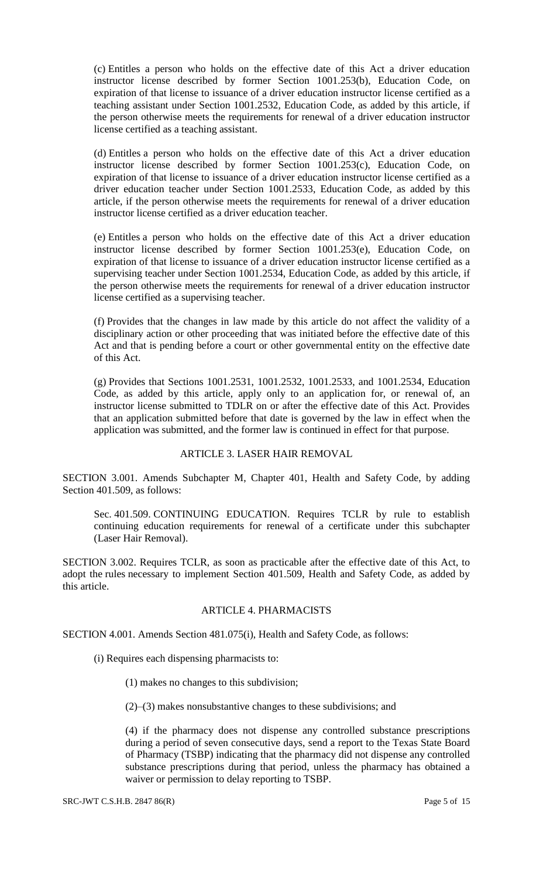(c) Entitles a person who holds on the effective date of this Act a driver education instructor license described by former Section 1001.253(b), Education Code, on expiration of that license to issuance of a driver education instructor license certified as a teaching assistant under Section 1001.2532, Education Code, as added by this article, if the person otherwise meets the requirements for renewal of a driver education instructor license certified as a teaching assistant.

(d) Entitles a person who holds on the effective date of this Act a driver education instructor license described by former Section 1001.253(c), Education Code, on expiration of that license to issuance of a driver education instructor license certified as a driver education teacher under Section 1001.2533, Education Code, as added by this article, if the person otherwise meets the requirements for renewal of a driver education instructor license certified as a driver education teacher.

(e) Entitles a person who holds on the effective date of this Act a driver education instructor license described by former Section 1001.253(e), Education Code, on expiration of that license to issuance of a driver education instructor license certified as a supervising teacher under Section 1001.2534, Education Code, as added by this article, if the person otherwise meets the requirements for renewal of a driver education instructor license certified as a supervising teacher.

(f) Provides that the changes in law made by this article do not affect the validity of a disciplinary action or other proceeding that was initiated before the effective date of this Act and that is pending before a court or other governmental entity on the effective date of this Act.

(g) Provides that Sections 1001.2531, 1001.2532, 1001.2533, and 1001.2534, Education Code, as added by this article, apply only to an application for, or renewal of, an instructor license submitted to TDLR on or after the effective date of this Act. Provides that an application submitted before that date is governed by the law in effect when the application was submitted, and the former law is continued in effect for that purpose.

## ARTICLE 3. LASER HAIR REMOVAL

SECTION 3.001. Amends Subchapter M, Chapter 401, Health and Safety Code, by adding Section 401.509, as follows:

Sec. 401.509. CONTINUING EDUCATION. Requires TCLR by rule to establish continuing education requirements for renewal of a certificate under this subchapter (Laser Hair Removal).

SECTION 3.002. Requires TCLR, as soon as practicable after the effective date of this Act, to adopt the rules necessary to implement Section 401.509, Health and Safety Code, as added by this article.

## ARTICLE 4. PHARMACISTS

SECTION 4.001. Amends Section 481.075(i), Health and Safety Code, as follows:

(i) Requires each dispensing pharmacists to:

(1) makes no changes to this subdivision;

(2)–(3) makes nonsubstantive changes to these subdivisions; and

(4) if the pharmacy does not dispense any controlled substance prescriptions during a period of seven consecutive days, send a report to the Texas State Board of Pharmacy (TSBP) indicating that the pharmacy did not dispense any controlled substance prescriptions during that period, unless the pharmacy has obtained a waiver or permission to delay reporting to TSBP.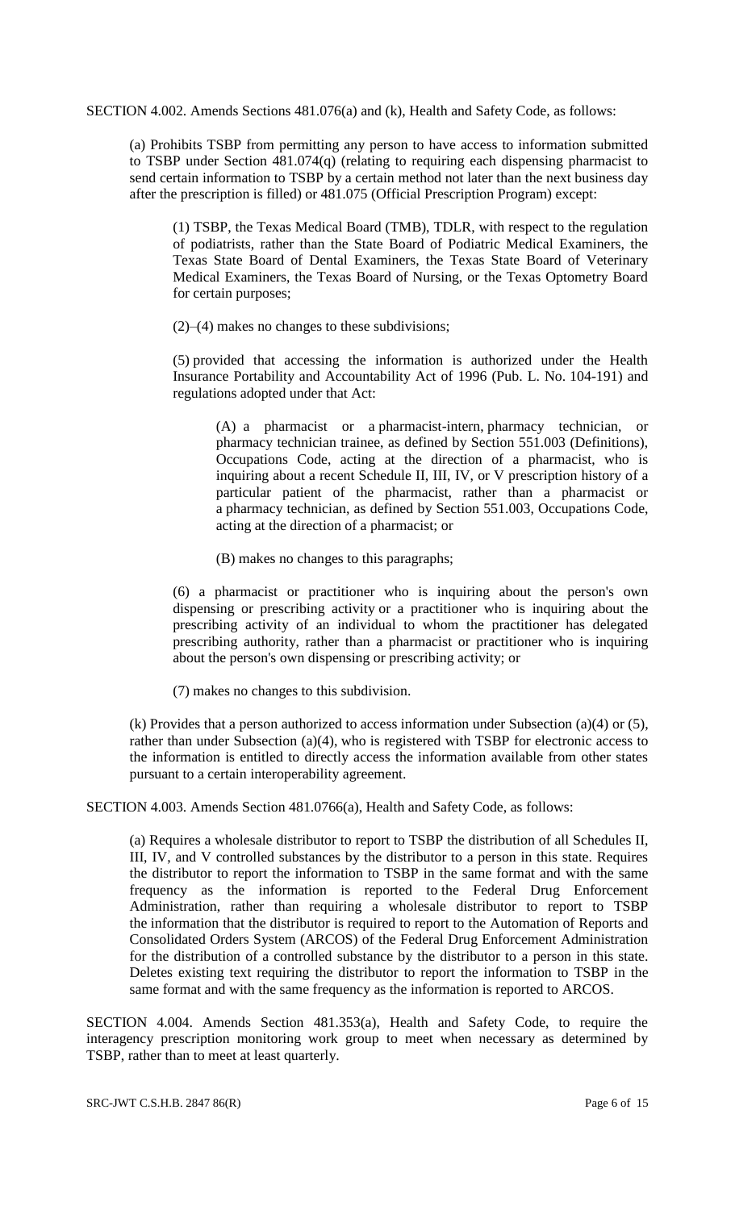SECTION 4.002. Amends Sections 481.076(a) and (k), Health and Safety Code, as follows:

(a) Prohibits TSBP from permitting any person to have access to information submitted to TSBP under Section 481.074(q) (relating to requiring each dispensing pharmacist to send certain information to TSBP by a certain method not later than the next business day after the prescription is filled) or 481.075 (Official Prescription Program) except:

(1) TSBP, the Texas Medical Board (TMB), TDLR, with respect to the regulation of podiatrists, rather than the State Board of Podiatric Medical Examiners, the Texas State Board of Dental Examiners, the Texas State Board of Veterinary Medical Examiners, the Texas Board of Nursing, or the Texas Optometry Board for certain purposes;

(2)–(4) makes no changes to these subdivisions;

(5) provided that accessing the information is authorized under the Health Insurance Portability and Accountability Act of 1996 (Pub. L. No. 104-191) and regulations adopted under that Act:

(A) a pharmacist or a pharmacist-intern, pharmacy technician, or pharmacy technician trainee, as defined by Section 551.003 (Definitions), Occupations Code, acting at the direction of a pharmacist, who is inquiring about a recent Schedule II, III, IV, or V prescription history of a particular patient of the pharmacist, rather than a pharmacist or a pharmacy technician, as defined by Section 551.003, Occupations Code, acting at the direction of a pharmacist; or

(B) makes no changes to this paragraphs;

(6) a pharmacist or practitioner who is inquiring about the person's own dispensing or prescribing activity or a practitioner who is inquiring about the prescribing activity of an individual to whom the practitioner has delegated prescribing authority, rather than a pharmacist or practitioner who is inquiring about the person's own dispensing or prescribing activity; or

(7) makes no changes to this subdivision.

(k) Provides that a person authorized to access information under Subsection (a)(4) or (5), rather than under Subsection (a)(4), who is registered with TSBP for electronic access to the information is entitled to directly access the information available from other states pursuant to a certain interoperability agreement.

SECTION 4.003. Amends Section 481.0766(a), Health and Safety Code, as follows:

(a) Requires a wholesale distributor to report to TSBP the distribution of all Schedules II, III, IV, and V controlled substances by the distributor to a person in this state. Requires the distributor to report the information to TSBP in the same format and with the same frequency as the information is reported to the Federal Drug Enforcement Administration, rather than requiring a wholesale distributor to report to TSBP the information that the distributor is required to report to the Automation of Reports and Consolidated Orders System (ARCOS) of the Federal Drug Enforcement Administration for the distribution of a controlled substance by the distributor to a person in this state. Deletes existing text requiring the distributor to report the information to TSBP in the same format and with the same frequency as the information is reported to ARCOS.

SECTION 4.004. Amends Section 481.353(a), Health and Safety Code, to require the interagency prescription monitoring work group to meet when necessary as determined by TSBP, rather than to meet at least quarterly.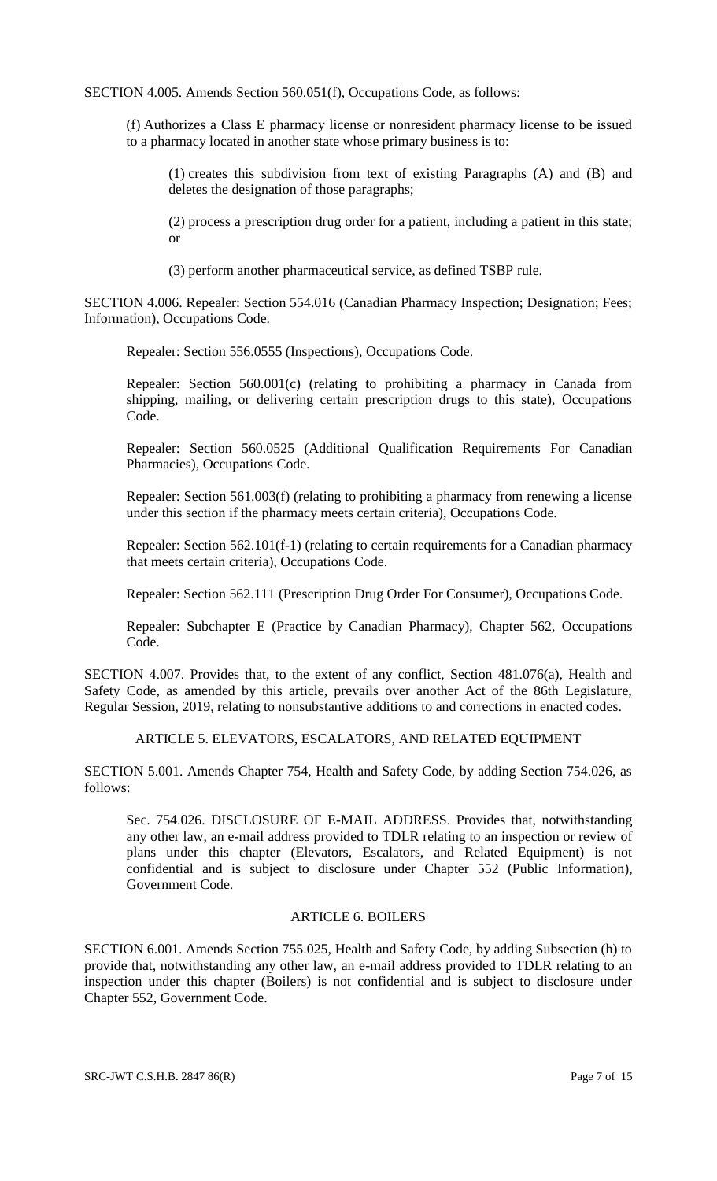SECTION 4.005. Amends Section 560.051(f), Occupations Code, as follows:

(f) Authorizes a Class E pharmacy license or nonresident pharmacy license to be issued to a pharmacy located in another state whose primary business is to:

(1) creates this subdivision from text of existing Paragraphs (A) and (B) and deletes the designation of those paragraphs;

(2) process a prescription drug order for a patient, including a patient in this state; or

(3) perform another pharmaceutical service, as defined TSBP rule.

SECTION 4.006. Repealer: Section 554.016 (Canadian Pharmacy Inspection; Designation; Fees; Information), Occupations Code.

Repealer: Section 556.0555 (Inspections), Occupations Code.

Repealer: Section 560.001(c) (relating to prohibiting a pharmacy in Canada from shipping, mailing, or delivering certain prescription drugs to this state), Occupations Code.

Repealer: Section 560.0525 (Additional Qualification Requirements For Canadian Pharmacies), Occupations Code.

Repealer: Section 561.003(f) (relating to prohibiting a pharmacy from renewing a license under this section if the pharmacy meets certain criteria), Occupations Code.

Repealer: Section 562.101(f-1) (relating to certain requirements for a Canadian pharmacy that meets certain criteria), Occupations Code.

Repealer: Section 562.111 (Prescription Drug Order For Consumer), Occupations Code.

Repealer: Subchapter E (Practice by Canadian Pharmacy), Chapter 562, Occupations Code.

SECTION 4.007. Provides that, to the extent of any conflict, Section 481.076(a), Health and Safety Code, as amended by this article, prevails over another Act of the 86th Legislature, Regular Session, 2019, relating to nonsubstantive additions to and corrections in enacted codes.

## ARTICLE 5. ELEVATORS, ESCALATORS, AND RELATED EQUIPMENT

SECTION 5.001. Amends Chapter 754, Health and Safety Code, by adding Section 754.026, as follows:

Sec. 754.026. DISCLOSURE OF E-MAIL ADDRESS. Provides that, notwithstanding any other law, an e-mail address provided to TDLR relating to an inspection or review of plans under this chapter (Elevators, Escalators, and Related Equipment) is not confidential and is subject to disclosure under Chapter 552 (Public Information), Government Code.

## ARTICLE 6. BOILERS

SECTION 6.001. Amends Section 755.025, Health and Safety Code, by adding Subsection (h) to provide that, notwithstanding any other law, an e-mail address provided to TDLR relating to an inspection under this chapter (Boilers) is not confidential and is subject to disclosure under Chapter 552, Government Code.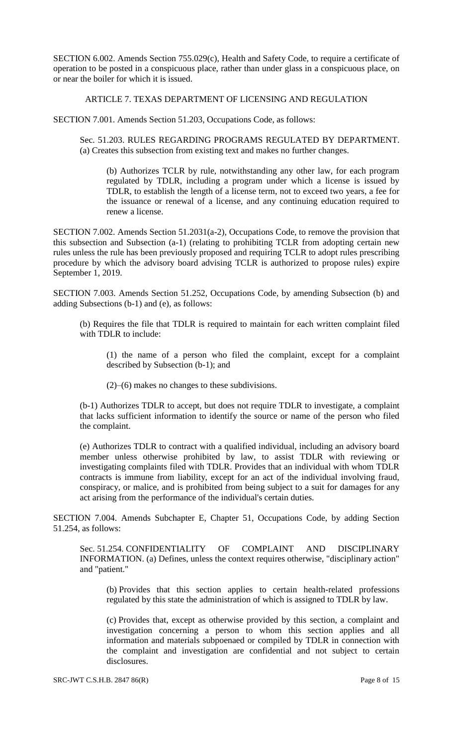SECTION 6.002. Amends Section 755.029(c), Health and Safety Code, to require a certificate of operation to be posted in a conspicuous place, rather than under glass in a conspicuous place, on or near the boiler for which it is issued.

ARTICLE 7. TEXAS DEPARTMENT OF LICENSING AND REGULATION

SECTION 7.001. Amends Section 51.203, Occupations Code, as follows:

Sec. 51.203. RULES REGARDING PROGRAMS REGULATED BY DEPARTMENT. (a) Creates this subsection from existing text and makes no further changes.

(b) Authorizes TCLR by rule, notwithstanding any other law, for each program regulated by TDLR, including a program under which a license is issued by TDLR, to establish the length of a license term, not to exceed two years, a fee for the issuance or renewal of a license, and any continuing education required to renew a license.

SECTION 7.002. Amends Section 51.2031(a-2), Occupations Code, to remove the provision that this subsection and Subsection (a-1) (relating to prohibiting TCLR from adopting certain new rules unless the rule has been previously proposed and requiring TCLR to adopt rules prescribing procedure by which the advisory board advising TCLR is authorized to propose rules) expire September 1, 2019.

SECTION 7.003. Amends Section 51.252, Occupations Code, by amending Subsection (b) and adding Subsections (b-1) and (e), as follows:

(b) Requires the file that TDLR is required to maintain for each written complaint filed with TDLR to include:

(1) the name of a person who filed the complaint, except for a complaint described by Subsection (b-1); and

(2)–(6) makes no changes to these subdivisions.

(b-1) Authorizes TDLR to accept, but does not require TDLR to investigate, a complaint that lacks sufficient information to identify the source or name of the person who filed the complaint.

(e) Authorizes TDLR to contract with a qualified individual, including an advisory board member unless otherwise prohibited by law, to assist TDLR with reviewing or investigating complaints filed with TDLR. Provides that an individual with whom TDLR contracts is immune from liability, except for an act of the individual involving fraud, conspiracy, or malice, and is prohibited from being subject to a suit for damages for any act arising from the performance of the individual's certain duties.

SECTION 7.004. Amends Subchapter E, Chapter 51, Occupations Code, by adding Section 51.254, as follows:

Sec. 51.254. CONFIDENTIALITY OF COMPLAINT AND DISCIPLINARY INFORMATION. (a) Defines, unless the context requires otherwise, "disciplinary action" and "patient."

(b) Provides that this section applies to certain health-related professions regulated by this state the administration of which is assigned to TDLR by law.

(c) Provides that, except as otherwise provided by this section, a complaint and investigation concerning a person to whom this section applies and all information and materials subpoenaed or compiled by TDLR in connection with the complaint and investigation are confidential and not subject to certain disclosures.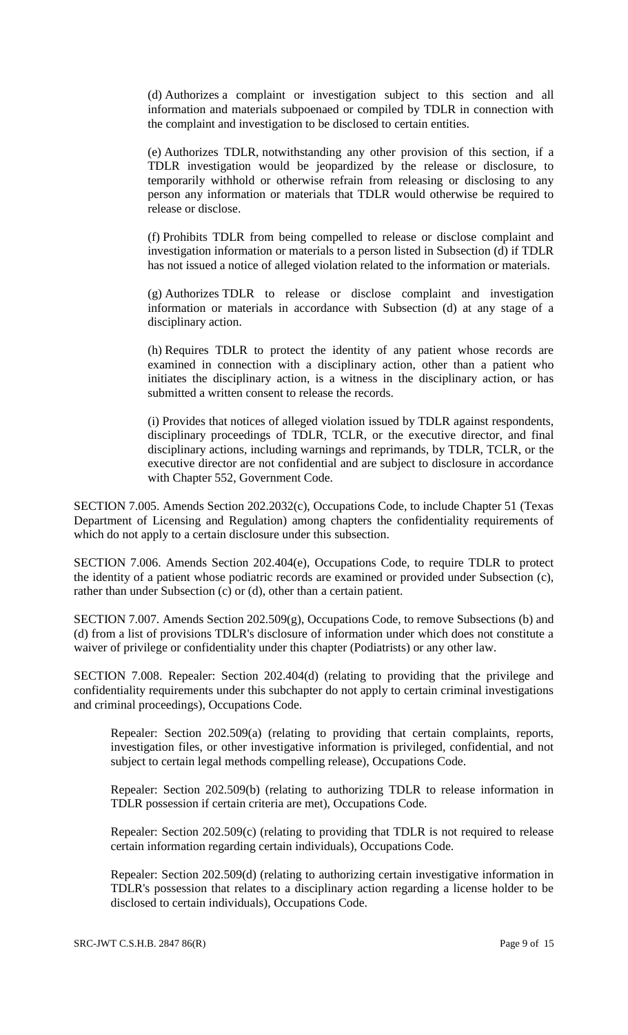(d) Authorizes a complaint or investigation subject to this section and all information and materials subpoenaed or compiled by TDLR in connection with the complaint and investigation to be disclosed to certain entities.

(e) Authorizes TDLR, notwithstanding any other provision of this section, if a TDLR investigation would be jeopardized by the release or disclosure, to temporarily withhold or otherwise refrain from releasing or disclosing to any person any information or materials that TDLR would otherwise be required to release or disclose.

(f) Prohibits TDLR from being compelled to release or disclose complaint and investigation information or materials to a person listed in Subsection (d) if TDLR has not issued a notice of alleged violation related to the information or materials.

(g) Authorizes TDLR to release or disclose complaint and investigation information or materials in accordance with Subsection (d) at any stage of a disciplinary action.

(h) Requires TDLR to protect the identity of any patient whose records are examined in connection with a disciplinary action, other than a patient who initiates the disciplinary action, is a witness in the disciplinary action, or has submitted a written consent to release the records.

(i) Provides that notices of alleged violation issued by TDLR against respondents, disciplinary proceedings of TDLR, TCLR, or the executive director, and final disciplinary actions, including warnings and reprimands, by TDLR, TCLR, or the executive director are not confidential and are subject to disclosure in accordance with Chapter 552, Government Code.

SECTION 7.005. Amends Section 202.2032(c), Occupations Code, to include Chapter 51 (Texas Department of Licensing and Regulation) among chapters the confidentiality requirements of which do not apply to a certain disclosure under this subsection.

SECTION 7.006. Amends Section 202.404(e), Occupations Code, to require TDLR to protect the identity of a patient whose podiatric records are examined or provided under Subsection (c), rather than under Subsection (c) or (d), other than a certain patient.

SECTION 7.007. Amends Section 202.509(g), Occupations Code, to remove Subsections (b) and (d) from a list of provisions TDLR's disclosure of information under which does not constitute a waiver of privilege or confidentiality under this chapter (Podiatrists) or any other law.

SECTION 7.008. Repealer: Section 202.404(d) (relating to providing that the privilege and confidentiality requirements under this subchapter do not apply to certain criminal investigations and criminal proceedings), Occupations Code.

Repealer: Section 202.509(a) (relating to providing that certain complaints, reports, investigation files, or other investigative information is privileged, confidential, and not subject to certain legal methods compelling release), Occupations Code.

Repealer: Section 202.509(b) (relating to authorizing TDLR to release information in TDLR possession if certain criteria are met), Occupations Code.

Repealer: Section 202.509(c) (relating to providing that TDLR is not required to release certain information regarding certain individuals), Occupations Code.

Repealer: Section 202.509(d) (relating to authorizing certain investigative information in TDLR's possession that relates to a disciplinary action regarding a license holder to be disclosed to certain individuals), Occupations Code.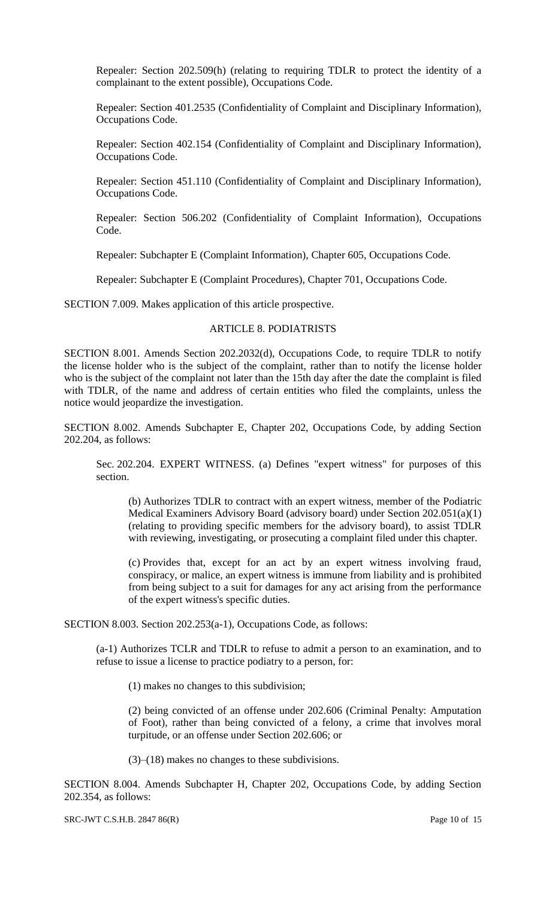Repealer: Section 202.509(h) (relating to requiring TDLR to protect the identity of a complainant to the extent possible), Occupations Code.

Repealer: Section 401.2535 (Confidentiality of Complaint and Disciplinary Information), Occupations Code.

Repealer: Section 402.154 (Confidentiality of Complaint and Disciplinary Information), Occupations Code.

Repealer: Section 451.110 (Confidentiality of Complaint and Disciplinary Information), Occupations Code.

Repealer: Section 506.202 (Confidentiality of Complaint Information), Occupations Code.

Repealer: Subchapter E (Complaint Information), Chapter 605, Occupations Code.

Repealer: Subchapter E (Complaint Procedures), Chapter 701, Occupations Code.

SECTION 7.009. Makes application of this article prospective.

## ARTICLE 8. PODIATRISTS

SECTION 8.001. Amends Section 202.2032(d), Occupations Code, to require TDLR to notify the license holder who is the subject of the complaint, rather than to notify the license holder who is the subject of the complaint not later than the 15th day after the date the complaint is filed with TDLR, of the name and address of certain entities who filed the complaints, unless the notice would jeopardize the investigation.

SECTION 8.002. Amends Subchapter E, Chapter 202, Occupations Code, by adding Section 202.204, as follows:

Sec. 202.204. EXPERT WITNESS. (a) Defines "expert witness" for purposes of this section.

(b) Authorizes TDLR to contract with an expert witness, member of the Podiatric Medical Examiners Advisory Board (advisory board) under Section 202.051(a)(1) (relating to providing specific members for the advisory board), to assist TDLR with reviewing, investigating, or prosecuting a complaint filed under this chapter.

(c) Provides that, except for an act by an expert witness involving fraud, conspiracy, or malice, an expert witness is immune from liability and is prohibited from being subject to a suit for damages for any act arising from the performance of the expert witness's specific duties.

SECTION 8.003. Section 202.253(a-1), Occupations Code, as follows:

(a-1) Authorizes TCLR and TDLR to refuse to admit a person to an examination, and to refuse to issue a license to practice podiatry to a person, for:

(1) makes no changes to this subdivision;

(2) being convicted of an offense under 202.606 (Criminal Penalty: Amputation of Foot), rather than being convicted of a felony, a crime that involves moral turpitude, or an offense under Section 202.606; or

(3)–(18) makes no changes to these subdivisions.

SECTION 8.004. Amends Subchapter H, Chapter 202, Occupations Code, by adding Section 202.354, as follows: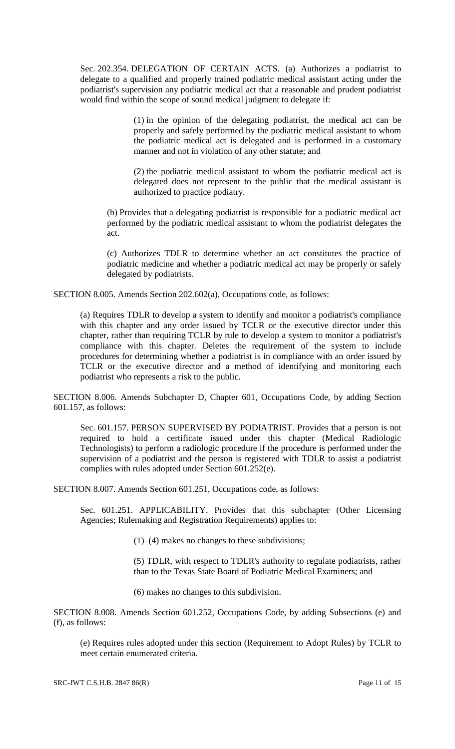Sec. 202.354. DELEGATION OF CERTAIN ACTS. (a) Authorizes a podiatrist to delegate to a qualified and properly trained podiatric medical assistant acting under the podiatrist's supervision any podiatric medical act that a reasonable and prudent podiatrist would find within the scope of sound medical judgment to delegate if:

> (1) in the opinion of the delegating podiatrist, the medical act can be properly and safely performed by the podiatric medical assistant to whom the podiatric medical act is delegated and is performed in a customary manner and not in violation of any other statute; and
>
> (2) the podiatric medical assistant to whom the podiatric medical act is delegated does not represent to the public that the medical assistant is authorized to practice podiatry.

(b) Provides that a delegating podiatrist is responsible for a podiatric medical act performed by the podiatric medical assistant to whom the podiatrist delegates the act.

(c) Authorizes TDLR to determine whether an act constitutes the practice of podiatric medicine and whether a podiatric medical act may be properly or safely delegated by podiatrists.

SECTION 8.005. Amends Section 202.602(a), Occupations code, as follows:

(a) Requires TDLR to develop a system to identify and monitor a podiatrist's compliance with this chapter and any order issued by TCLR or the executive director under this chapter, rather than requiring TCLR by rule to develop a system to monitor a podiatrist's compliance with this chapter. Deletes the requirement of the system to include procedures for determining whether a podiatrist is in compliance with an order issued by TCLR or the executive director and a method of identifying and monitoring each podiatrist who represents a risk to the public.

SECTION 8.006. Amends Subchapter D, Chapter 601, Occupations Code, by adding Section 601.157, as follows:

Sec. 601.157. PERSON SUPERVISED BY PODIATRIST. Provides that a person is not required to hold a certificate issued under this chapter (Medical Radiologic Technologists) to perform a radiologic procedure if the procedure is performed under the supervision of a podiatrist and the person is registered with TDLR to assist a podiatrist complies with rules adopted under Section 601.252(e).

SECTION 8.007. Amends Section 601.251, Occupations code, as follows:

Sec. 601.251. APPLICABILITY. Provides that this subchapter (Other Licensing Agencies; Rulemaking and Registration Requirements) applies to:

> (1)–(4) makes no changes to these subdivisions;
>
> (5) TDLR, with respect to TDLR's authority to regulate podiatrists, rather than to the Texas State Board of Podiatric Medical Examiners; and
>
> (6) makes no changes to this subdivision.

SECTION 8.008. Amends Section 601.252, Occupations Code, by adding Subsections (e) and (f), as follows:

(e) Requires rules adopted under this section (Requirement to Adopt Rules) by TCLR to meet certain enumerated criteria.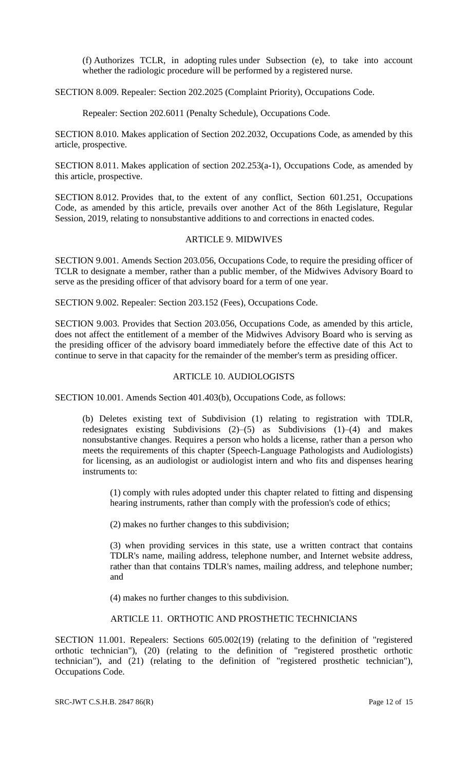(f) Authorizes TCLR, in adopting rules under Subsection (e), to take into account whether the radiologic procedure will be performed by a registered nurse.

SECTION 8.009. Repealer: Section 202.2025 (Complaint Priority), Occupations Code.

Repealer: Section 202.6011 (Penalty Schedule), Occupations Code.

SECTION 8.010. Makes application of Section 202.2032, Occupations Code, as amended by this article, prospective.

SECTION 8.011. Makes application of section 202.253(a-1), Occupations Code, as amended by this article, prospective.

SECTION 8.012. Provides that, to the extent of any conflict, Section 601.251, Occupations Code, as amended by this article, prevails over another Act of the 86th Legislature, Regular Session, 2019, relating to nonsubstantive additions to and corrections in enacted codes.

## ARTICLE 9. MIDWIVES

SECTION 9.001. Amends Section 203.056, Occupations Code, to require the presiding officer of TCLR to designate a member, rather than a public member, of the Midwives Advisory Board to serve as the presiding officer of that advisory board for a term of one year.

SECTION 9.002. Repealer: Section 203.152 (Fees), Occupations Code.

SECTION 9.003. Provides that Section 203.056, Occupations Code, as amended by this article, does not affect the entitlement of a member of the Midwives Advisory Board who is serving as the presiding officer of the advisory board immediately before the effective date of this Act to continue to serve in that capacity for the remainder of the member's term as presiding officer.

## ARTICLE 10. AUDIOLOGISTS

SECTION 10.001. Amends Section 401.403(b), Occupations Code, as follows:

(b) Deletes existing text of Subdivision (1) relating to registration with TDLR, redesignates existing Subdivisions (2)–(5) as Subdivisions (1)–(4) and makes nonsubstantive changes. Requires a person who holds a license, rather than a person who meets the requirements of this chapter (Speech-Language Pathologists and Audiologists) for licensing, as an audiologist or audiologist intern and who fits and dispenses hearing instruments to:

(1) comply with rules adopted under this chapter related to fitting and dispensing hearing instruments, rather than comply with the profession's code of ethics;

(2) makes no further changes to this subdivision;

(3) when providing services in this state, use a written contract that contains TDLR's name, mailing address, telephone number, and Internet website address, rather than that contains TDLR's names, mailing address, and telephone number; and

(4) makes no further changes to this subdivision.

## ARTICLE 11. ORTHOTIC AND PROSTHETIC TECHNICIANS

SECTION 11.001. Repealers: Sections 605.002(19) (relating to the definition of "registered orthotic technician"), (20) (relating to the definition of "registered prosthetic orthotic technician"), and (21) (relating to the definition of "registered prosthetic technician"), Occupations Code.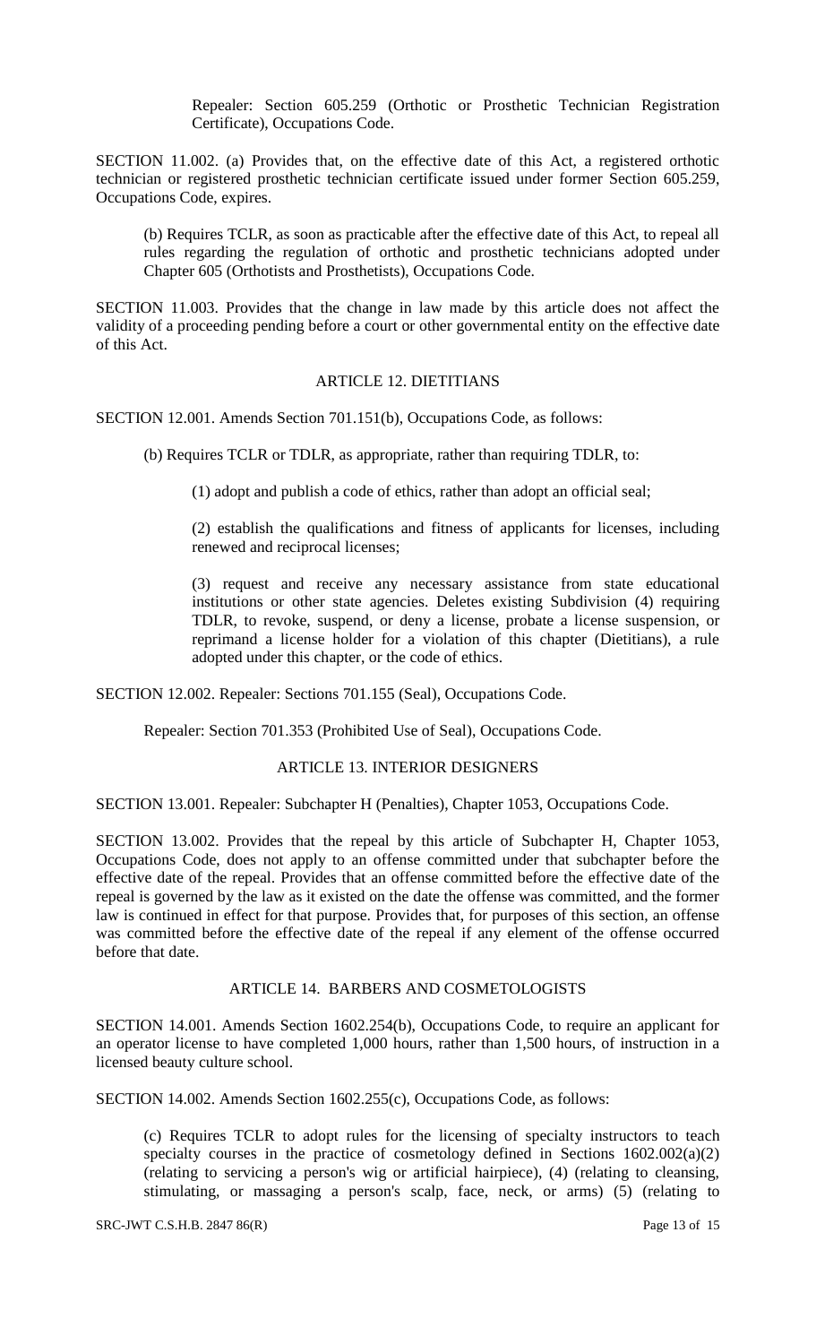Repealer: Section 605.259 (Orthotic or Prosthetic Technician Registration Certificate), Occupations Code.

SECTION 11.002. (a) Provides that, on the effective date of this Act, a registered orthotic technician or registered prosthetic technician certificate issued under former Section 605.259, Occupations Code, expires.

(b) Requires TCLR, as soon as practicable after the effective date of this Act, to repeal all rules regarding the regulation of orthotic and prosthetic technicians adopted under Chapter 605 (Orthotists and Prosthetists), Occupations Code.

SECTION 11.003. Provides that the change in law made by this article does not affect the validity of a proceeding pending before a court or other governmental entity on the effective date of this Act.

## ARTICLE 12. DIETITIANS

SECTION 12.001. Amends Section 701.151(b), Occupations Code, as follows:

(b) Requires TCLR or TDLR, as appropriate, rather than requiring TDLR, to:

(1) adopt and publish a code of ethics, rather than adopt an official seal;

(2) establish the qualifications and fitness of applicants for licenses, including renewed and reciprocal licenses;

(3) request and receive any necessary assistance from state educational institutions or other state agencies. Deletes existing Subdivision (4) requiring TDLR, to revoke, suspend, or deny a license, probate a license suspension, or reprimand a license holder for a violation of this chapter (Dietitians), a rule adopted under this chapter, or the code of ethics.

SECTION 12.002. Repealer: Sections 701.155 (Seal), Occupations Code.

Repealer: Section 701.353 (Prohibited Use of Seal), Occupations Code.

## ARTICLE 13. INTERIOR DESIGNERS

SECTION 13.001. Repealer: Subchapter H (Penalties), Chapter 1053, Occupations Code.

SECTION 13.002. Provides that the repeal by this article of Subchapter H, Chapter 1053, Occupations Code, does not apply to an offense committed under that subchapter before the effective date of the repeal. Provides that an offense committed before the effective date of the repeal is governed by the law as it existed on the date the offense was committed, and the former law is continued in effect for that purpose. Provides that, for purposes of this section, an offense was committed before the effective date of the repeal if any element of the offense occurred before that date.

## ARTICLE 14. BARBERS AND COSMETOLOGISTS

SECTION 14.001. Amends Section 1602.254(b), Occupations Code, to require an applicant for an operator license to have completed 1,000 hours, rather than 1,500 hours, of instruction in a licensed beauty culture school.

SECTION 14.002. Amends Section 1602.255(c), Occupations Code, as follows:

(c) Requires TCLR to adopt rules for the licensing of specialty instructors to teach specialty courses in the practice of cosmetology defined in Sections 1602.002(a)(2) (relating to servicing a person's wig or artificial hairpiece), (4) (relating to cleansing, stimulating, or massaging a person's scalp, face, neck, or arms) (5) (relating to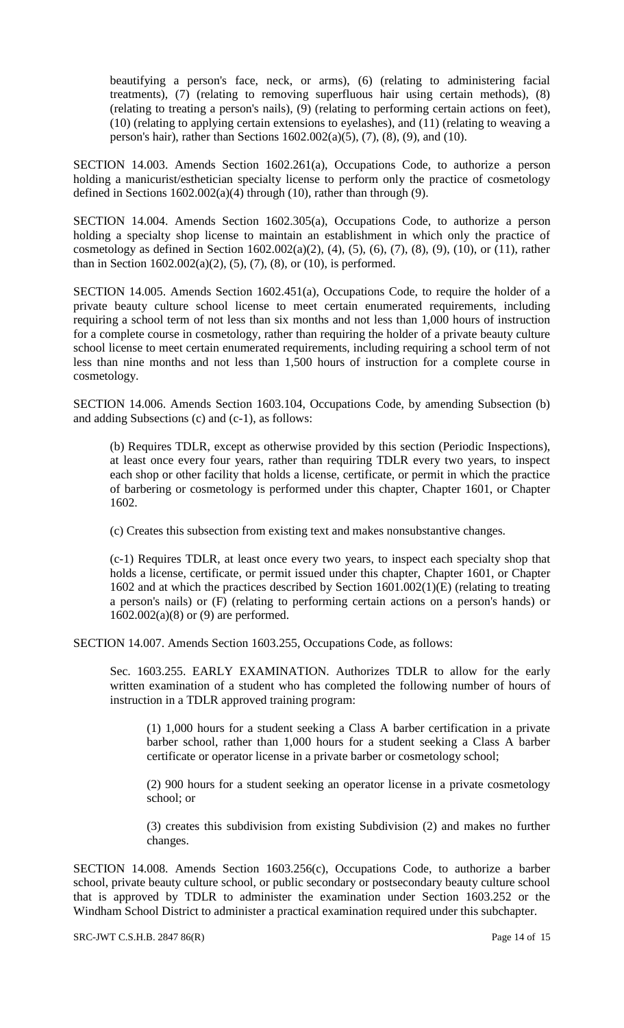beautifying a person's face, neck, or arms), (6) (relating to administering facial treatments), (7) (relating to removing superfluous hair using certain methods), (8) (relating to treating a person's nails), (9) (relating to performing certain actions on feet), (10) (relating to applying certain extensions to eyelashes), and (11) (relating to weaving a person's hair), rather than Sections 1602.002(a)(5), (7), (8), (9), and (10).

SECTION 14.003. Amends Section 1602.261(a), Occupations Code, to authorize a person holding a manicurist/esthetician specialty license to perform only the practice of cosmetology defined in Sections 1602.002(a)(4) through (10), rather than through (9).

SECTION 14.004. Amends Section 1602.305(a), Occupations Code, to authorize a person holding a specialty shop license to maintain an establishment in which only the practice of cosmetology as defined in Section 1602.002(a)(2), (4), (5), (6), (7), (8), (9), (10), or (11), rather than in Section 1602.002(a)(2), (5), (7), (8), or (10), is performed.

SECTION 14.005. Amends Section 1602.451(a), Occupations Code, to require the holder of a private beauty culture school license to meet certain enumerated requirements, including requiring a school term of not less than six months and not less than 1,000 hours of instruction for a complete course in cosmetology, rather than requiring the holder of a private beauty culture school license to meet certain enumerated requirements, including requiring a school term of not less than nine months and not less than 1,500 hours of instruction for a complete course in cosmetology.

SECTION 14.006. Amends Section 1603.104, Occupations Code, by amending Subsection (b) and adding Subsections (c) and (c-1), as follows:

(b) Requires TDLR, except as otherwise provided by this section (Periodic Inspections), at least once every four years, rather than requiring TDLR every two years, to inspect each shop or other facility that holds a license, certificate, or permit in which the practice of barbering or cosmetology is performed under this chapter, Chapter 1601, or Chapter 1602.

(c) Creates this subsection from existing text and makes nonsubstantive changes.

(c-1) Requires TDLR, at least once every two years, to inspect each specialty shop that holds a license, certificate, or permit issued under this chapter, Chapter 1601, or Chapter 1602 and at which the practices described by Section 1601.002(1)(E) (relating to treating a person's nails) or (F) (relating to performing certain actions on a person's hands) or 1602.002(a)(8) or (9) are performed.

SECTION 14.007. Amends Section 1603.255, Occupations Code, as follows:

Sec. 1603.255. EARLY EXAMINATION. Authorizes TDLR to allow for the early written examination of a student who has completed the following number of hours of instruction in a TDLR approved training program:

(1) 1,000 hours for a student seeking a Class A barber certification in a private barber school, rather than 1,000 hours for a student seeking a Class A barber certificate or operator license in a private barber or cosmetology school;

(2) 900 hours for a student seeking an operator license in a private cosmetology school; or

(3) creates this subdivision from existing Subdivision (2) and makes no further changes.

SECTION 14.008. Amends Section 1603.256(c), Occupations Code, to authorize a barber school, private beauty culture school, or public secondary or postsecondary beauty culture school that is approved by TDLR to administer the examination under Section 1603.252 or the Windham School District to administer a practical examination required under this subchapter.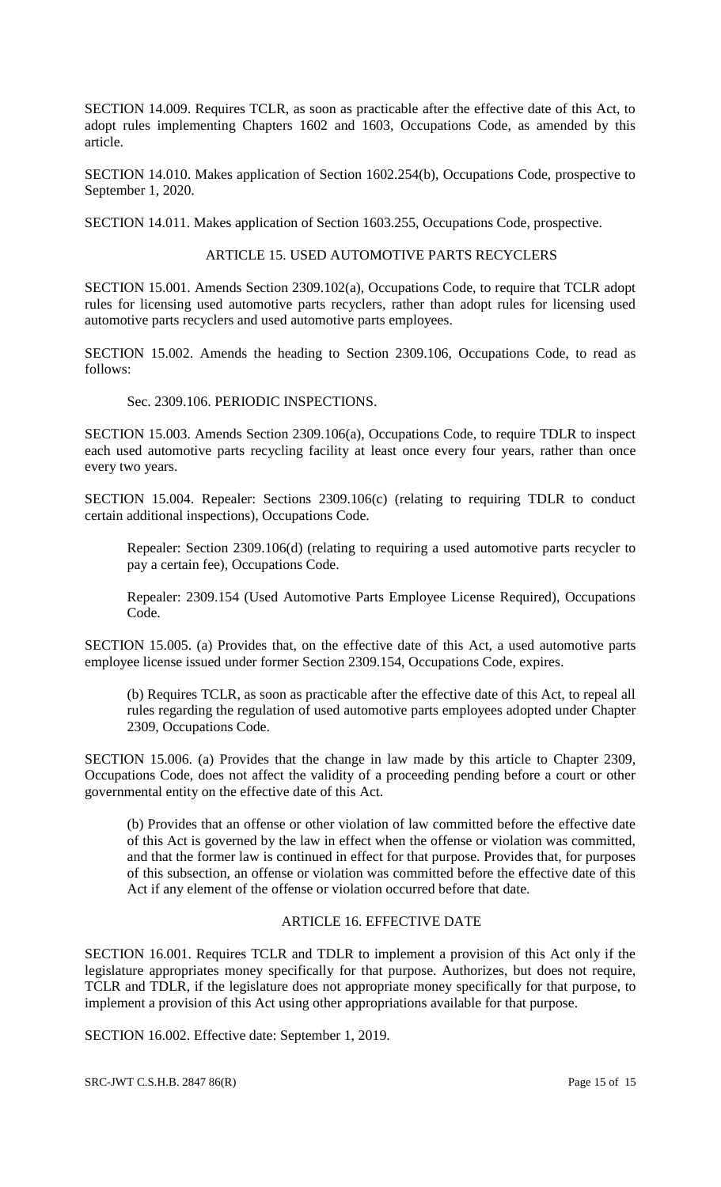SECTION 14.009. Requires TCLR, as soon as practicable after the effective date of this Act, to adopt rules implementing Chapters 1602 and 1603, Occupations Code, as amended by this article.

SECTION 14.010. Makes application of Section 1602.254(b), Occupations Code, prospective to September 1, 2020.

SECTION 14.011. Makes application of Section 1603.255, Occupations Code, prospective.

## ARTICLE 15. USED AUTOMOTIVE PARTS RECYCLERS

SECTION 15.001. Amends Section 2309.102(a), Occupations Code, to require that TCLR adopt rules for licensing used automotive parts recyclers, rather than adopt rules for licensing used automotive parts recyclers and used automotive parts employees.

SECTION 15.002. Amends the heading to Section 2309.106, Occupations Code, to read as follows:

Sec. 2309.106. PERIODIC INSPECTIONS.

SECTION 15.003. Amends Section 2309.106(a), Occupations Code, to require TDLR to inspect each used automotive parts recycling facility at least once every four years, rather than once every two years.

SECTION 15.004. Repealer: Sections 2309.106(c) (relating to requiring TDLR to conduct certain additional inspections), Occupations Code.

Repealer: Section 2309.106(d) (relating to requiring a used automotive parts recycler to pay a certain fee), Occupations Code.

Repealer: 2309.154 (Used Automotive Parts Employee License Required), Occupations Code.

SECTION 15.005. (a) Provides that, on the effective date of this Act, a used automotive parts employee license issued under former Section 2309.154, Occupations Code, expires.

(b) Requires TCLR, as soon as practicable after the effective date of this Act, to repeal all rules regarding the regulation of used automotive parts employees adopted under Chapter 2309, Occupations Code.

SECTION 15.006. (a) Provides that the change in law made by this article to Chapter 2309, Occupations Code, does not affect the validity of a proceeding pending before a court or other governmental entity on the effective date of this Act.

(b) Provides that an offense or other violation of law committed before the effective date of this Act is governed by the law in effect when the offense or violation was committed, and that the former law is continued in effect for that purpose. Provides that, for purposes of this subsection, an offense or violation was committed before the effective date of this Act if any element of the offense or violation occurred before that date.

## ARTICLE 16. EFFECTIVE DATE

SECTION 16.001. Requires TCLR and TDLR to implement a provision of this Act only if the legislature appropriates money specifically for that purpose. Authorizes, but does not require, TCLR and TDLR, if the legislature does not appropriate money specifically for that purpose, to implement a provision of this Act using other appropriations available for that purpose.

SECTION 16.002. Effective date: September 1, 2019.